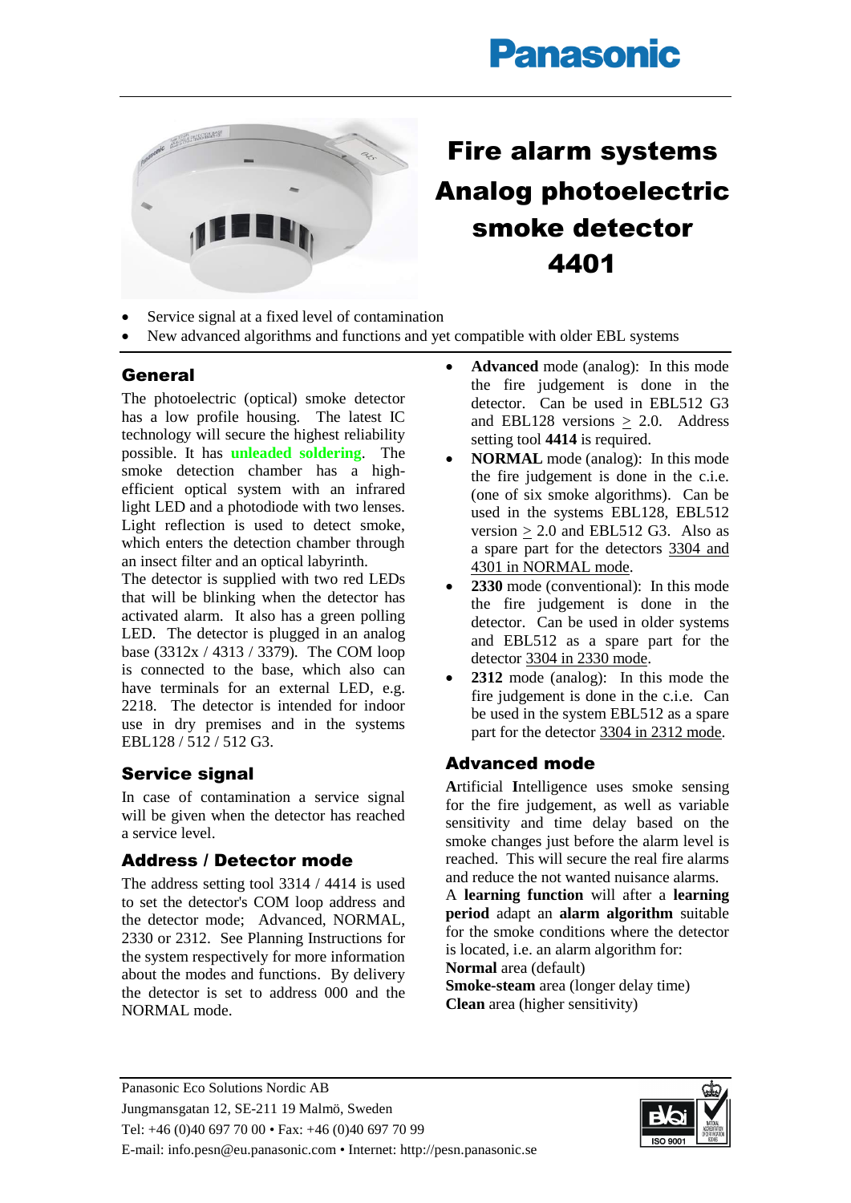Panasonic

# Fire alarm systems Analog photoelectric smoke detector 4401

- Service signal at a fixed level of contamination
- New advanced algorithms and functions and yet compatible with older EBL systems

## General

The photoelectric (optical) smoke detector has a low profile housing. The latest IC technology will secure the highest reliability possible. It has **unleaded soldering**. The smoke detection chamber has a high-efficient optical system with an infrared light LED and a photodiode with two lenses. Light reflection is used to detect smoke, which enters the detection chamber through an insect filter and an optical labyrinth.

The detector is supplied with two red LEDs that will be blinking when the detector has activated alarm. It also has a green polling LED. The detector is plugged in an analog base (3312x / 4313 / 3379). The COM loop is connected to the base, which also can have terminals for an external LED, e.g. 2218. The detector is intended for indoor use in dry premises and in the systems EBL128 / 512 / 512 G3.

## Service signal

In case of contamination a service signal will be given when the detector has reached a service level.

## Address / Detector mode

The address setting tool 3314 / 4414 is used to set the detector's COM loop address and the detector mode; Advanced, NORMAL, 2330 or 2312. See Planning Instructions for the system respectively for more information about the modes and functions. By delivery the detector is set to address 000 and the NORMAL mode.

- **Advanced** mode (analog): In this mode the fire judgement is done in the detector. Can be used in EBL512 G3 and EBL128 versions ≥ 2.0. Address setting tool **4414** is required.
- **NORMAL** mode (analog): In this mode the fire judgement is done in the c.i.e. (one of six smoke algorithms). Can be used in the systems EBL128, EBL512 version ≥ 2.0 and EBL512 G3. Also as a spare part for the detectors 3304 and 4301 in NORMAL mode.
- **2330** mode (conventional): In this mode the fire judgement is done in the detector. Can be used in older systems and EBL512 as a spare part for the detector 3304 in 2330 mode.
- **2312** mode (analog): In this mode the fire judgement is done in the c.i.e. Can be used in the system EBL512 as a spare part for the detector 3304 in 2312 mode.

## Advanced mode

**A**rtificial **I**ntelligence uses smoke sensing for the fire judgement, as well as variable sensitivity and time delay based on the smoke changes just before the alarm level is reached. This will secure the real fire alarms and reduce the not wanted nuisance alarms.

A **learning function** will after a **learning period** adapt an **alarm algorithm** suitable for the smoke conditions where the detector is located, i.e. an alarm algorithm for:

**Normal** area (default)
**Smoke-steam** area (longer delay time)
**Clean** area (higher sensitivity)

Panasonic Eco Solutions Nordic AB
Jungmansgatan 12, SE-211 19 Malmö, Sweden
Tel: +46 (0)40 697 70 00 • Fax: +46 (0)40 697 70 99
E-mail: info.pesn@eu.panasonic.com • Internet: http://pesn.panasonic.se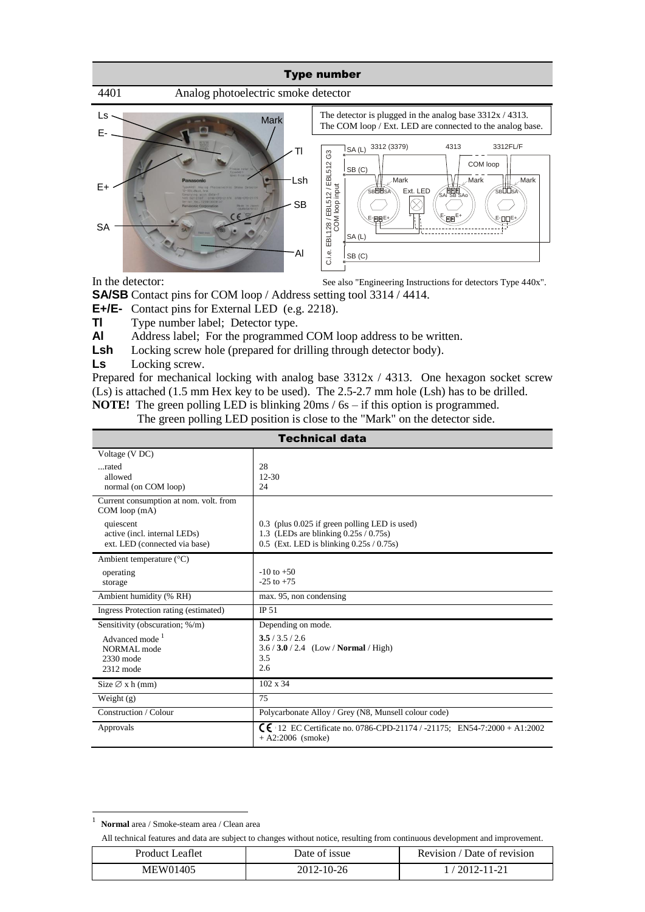## Type number

4401 Analog photoelectric smoke detector

Ls
E-
E+
SA
Mark
Tl
Lsh
SB
Al

The detector is plugged in the analog base 3312x / 4313. The COM loop / Ext. LED are connected to the analog base.

C.i.e. EBL128 / EBL512 / EBL512 G3 COM loop input
SA (L)
SB (C)
SA (L)
SB (C)
3312 (3379)
4313
3312FL/F
COM loop
Mark
Mark
Mark
Ext. LED
SB SA
SAi SB SAo
SB SA
E- E+
E- E+
E- E+

In the detector:

See also "Engineering Instructions for detectors Type 440x".

**SA/SB** Contact pins for COM loop / Address setting tool 3314 / 4414.
**E+/E-** Contact pins for External LED (e.g. 2218).
**Tl** Type number label; Detector type.
**Al** Address label; For the programmed COM loop address to be written.
**Lsh** Locking screw hole (prepared for drilling through detector body).
**Ls** Locking screw.

Prepared for mechanical locking with analog base 3312x / 4313. One hexagon socket screw (Ls) is attached (1.5 mm Hex key to be used). The 2.5-2.7 mm hole (Lsh) has to be drilled.

**NOTE!** The green polling LED is blinking 20ms / 6s – if this option is programmed.
The green polling LED position is close to the "Mark" on the detector side.

## Technical data

| | |
|---|---|
| Voltage (V DC) | |
| ...rated<br>allowed<br>normal (on COM loop) | 28<br>12-30<br>24 |
| Current consumption at nom. volt. from COM loop (mA) | |
| quiescent<br>active (incl. internal LEDs)<br>ext. LED (connected via base) | 0.3 (plus 0.025 if green polling LED is used)<br>1.3 (LEDs are blinking 0.25s / 0.75s)<br>0.5 (Ext. LED is blinking 0.25s / 0.75s) |
| Ambient temperature (°C) | |
| operating<br>storage | -10 to +50<br>-25 to +75 |
| Ambient humidity (% RH) | max. 95, non condensing |
| Ingress Protection rating (estimated) | IP 51 |
| Sensitivity (obscuration; %/m) | Depending on mode. |
| Advanced mode [1]<br>NORMAL mode<br>2330 mode<br>2312 mode | **3.5** / 3.5 / 2.6<br>3.6 / **3.0** / 2.4 (Low / **Normal** / High)<br>3.5<br>2.6 |
| Size ∅ x h (mm) | 102 x 34 |
| Weight (g) | 75 |
| Construction / Colour | Polycarbonate Alloy / Grey (N8, Munsell colour code) |
| Approvals | CE 12 EC Certificate no. 0786-CPD-21174 / -21175; EN54-7:2000 + A1:2002 + A2:2006 (smoke) |

[1] **Normal** area / Smoke-steam area / Clean area

All technical features and data are subject to changes without notice, resulting from continuous development and improvement.

| Product Leaflet | Date of issue | Revision / Date of revision |
|---|---|---|
| MEW01405 | 2012-10-26 | 1 / 2012-11-21 |